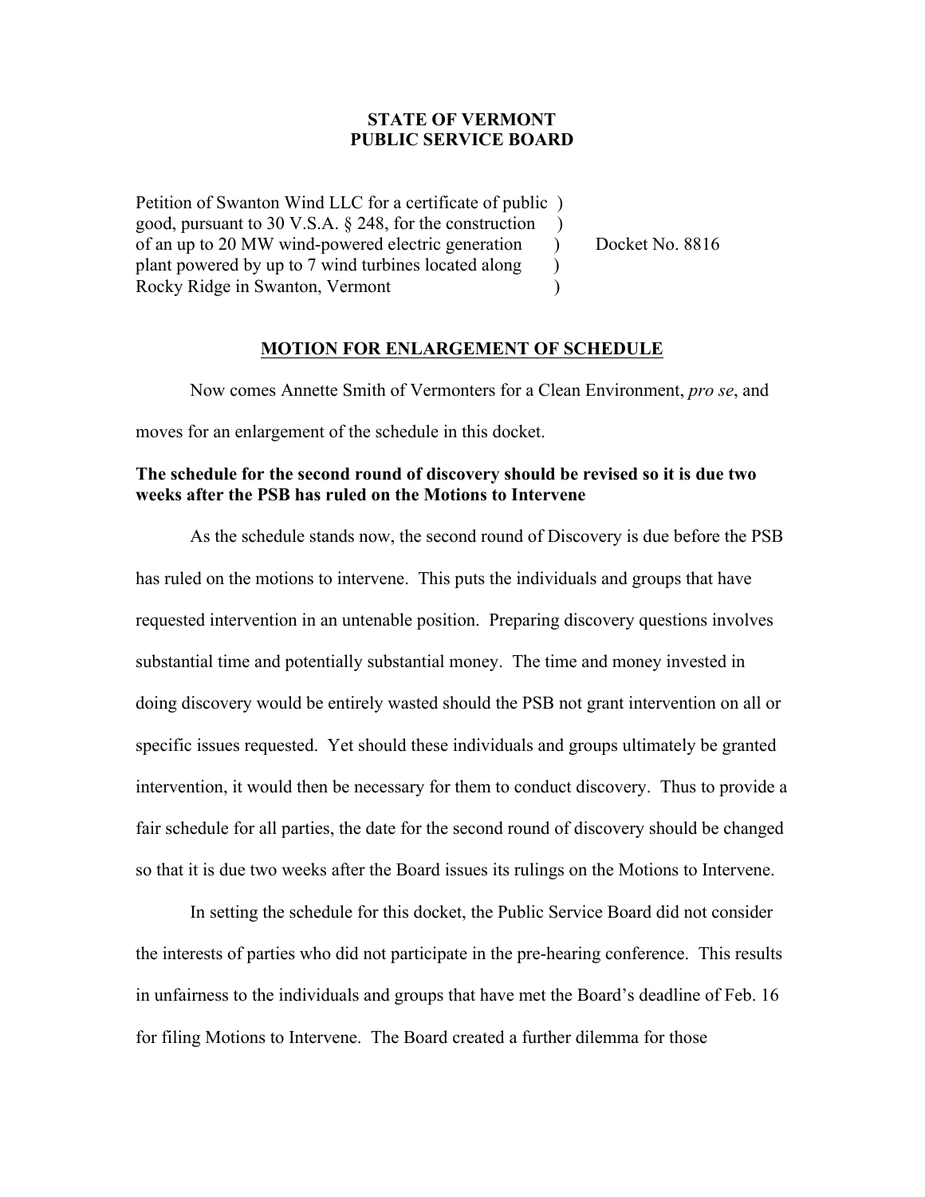**STATE OF VERMONT**
**PUBLIC SERVICE BOARD**

| | | |
|---|---|---|
| Petition of Swanton Wind LLC for a certificate of public good, pursuant to 30 V.S.A. § 248, for the construction of an up to 20 MW wind-powered electric generation plant powered by up to 7 wind turbines located along Rocky Ridge in Swanton, Vermont | ) | Docket No. 8816 |

**MOTION FOR ENLARGEMENT OF SCHEDULE**

Now comes Annette Smith of Vermonters for a Clean Environment, *pro se*, and moves for an enlargement of the schedule in this docket.

**The schedule for the second round of discovery should be revised so it is due two weeks after the PSB has ruled on the Motions to Intervene**

As the schedule stands now, the second round of Discovery is due before the PSB has ruled on the motions to intervene. This puts the individuals and groups that have requested intervention in an untenable position. Preparing discovery questions involves substantial time and potentially substantial money. The time and money invested in doing discovery would be entirely wasted should the PSB not grant intervention on all or specific issues requested. Yet should these individuals and groups ultimately be granted intervention, it would then be necessary for them to conduct discovery. Thus to provide a fair schedule for all parties, the date for the second round of discovery should be changed so that it is due two weeks after the Board issues its rulings on the Motions to Intervene.

In setting the schedule for this docket, the Public Service Board did not consider the interests of parties who did not participate in the pre-hearing conference. This results in unfairness to the individuals and groups that have met the Board's deadline of Feb. 16 for filing Motions to Intervene. The Board created a further dilemma for those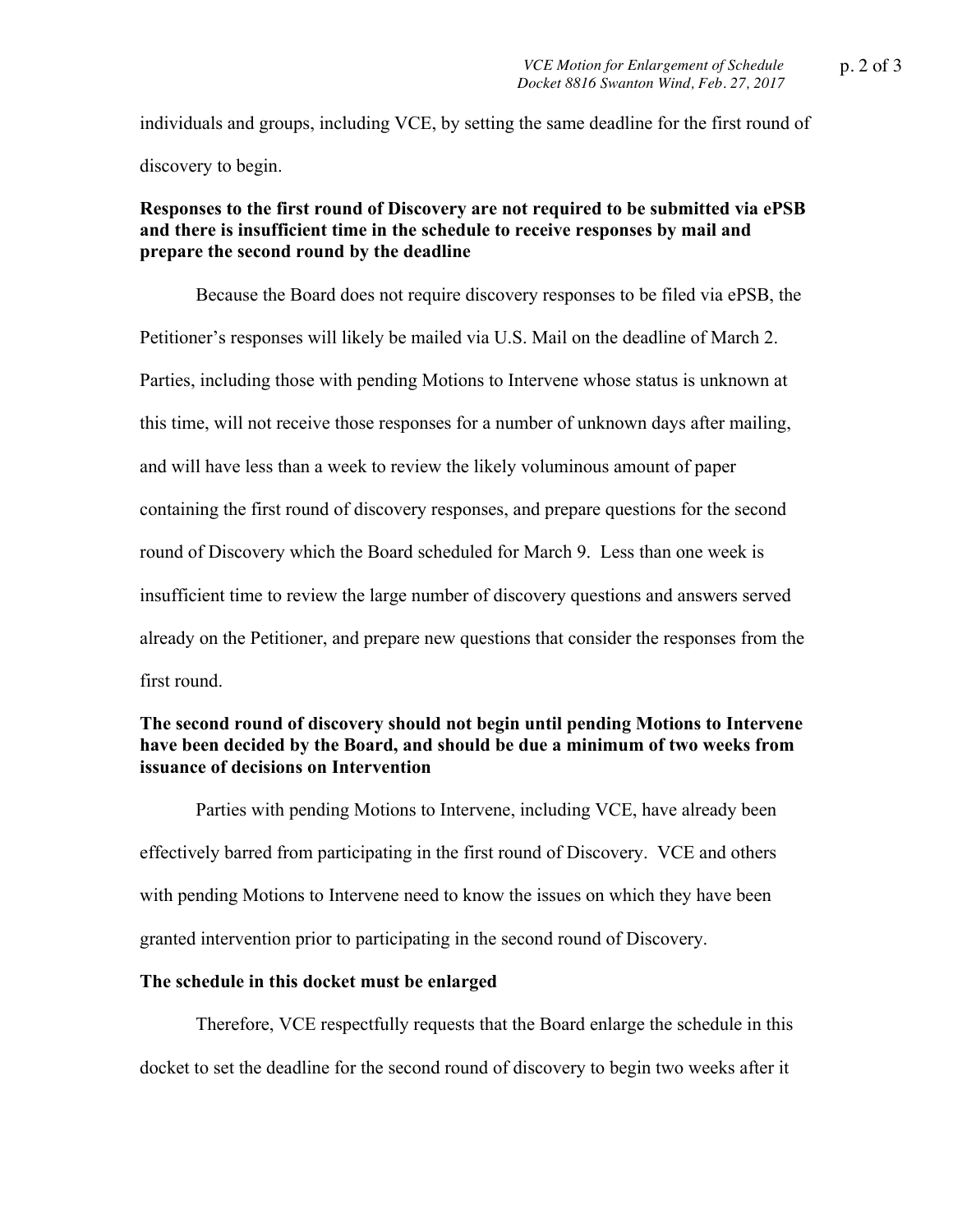individuals and groups, including VCE, by setting the same deadline for the first round of discovery to begin.

**Responses to the first round of Discovery are not required to be submitted via ePSB and there is insufficient time in the schedule to receive responses by mail and prepare the second round by the deadline**

Because the Board does not require discovery responses to be filed via ePSB, the Petitioner's responses will likely be mailed via U.S. Mail on the deadline of March 2. Parties, including those with pending Motions to Intervene whose status is unknown at this time, will not receive those responses for a number of unknown days after mailing, and will have less than a week to review the likely voluminous amount of paper containing the first round of discovery responses, and prepare questions for the second round of Discovery which the Board scheduled for March 9. Less than one week is insufficient time to review the large number of discovery questions and answers served already on the Petitioner, and prepare new questions that consider the responses from the first round.

**The second round of discovery should not begin until pending Motions to Intervene have been decided by the Board, and should be due a minimum of two weeks from issuance of decisions on Intervention**

Parties with pending Motions to Intervene, including VCE, have already been effectively barred from participating in the first round of Discovery. VCE and others with pending Motions to Intervene need to know the issues on which they have been granted intervention prior to participating in the second round of Discovery.

**The schedule in this docket must be enlarged**

Therefore, VCE respectfully requests that the Board enlarge the schedule in this docket to set the deadline for the second round of discovery to begin two weeks after it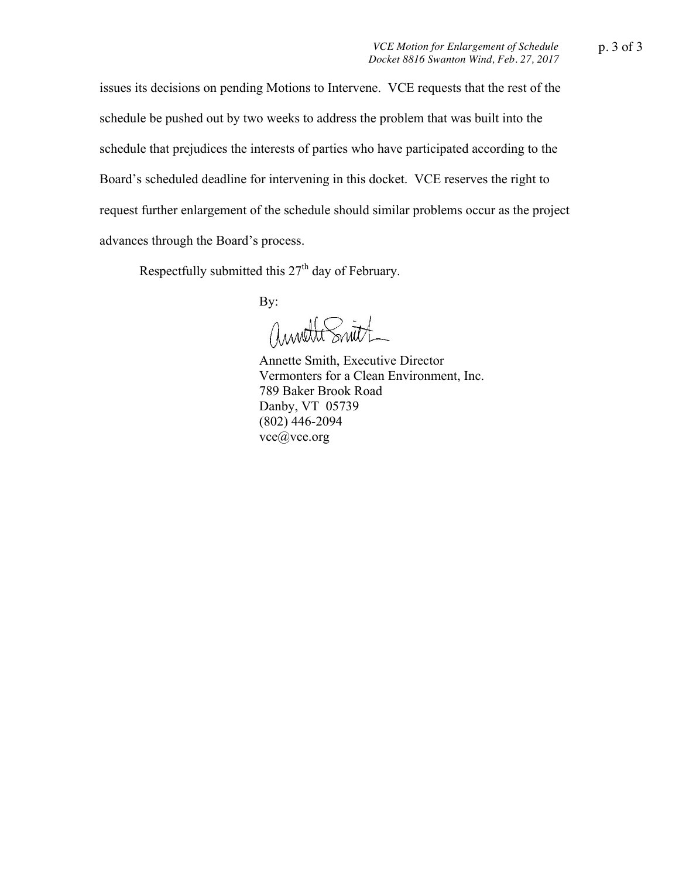issues its decisions on pending Motions to Intervene. VCE requests that the rest of the schedule be pushed out by two weeks to address the problem that was built into the schedule that prejudices the interests of parties who have participated according to the Board's scheduled deadline for intervening in this docket. VCE reserves the right to request further enlargement of the schedule should similar problems occur as the project advances through the Board's process.

Respectfully submitted this 27th day of February.

By:

Annette Smith, Executive Director  
Vermonters for a Clean Environment, Inc.  
789 Baker Brook Road  
Danby, VT 05739  
(802) 446-2094  
vce@vce.org